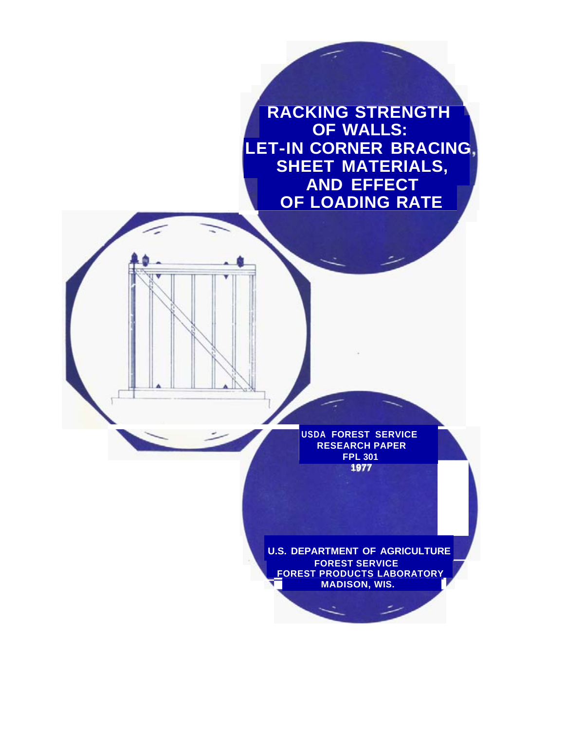# RACKING STRENGTH OF WALLS: LET-IN CORNER BRACING, SHEET MATERIALS, AND EFFECT OF LOADING RATE

USDA FOREST SERVICE
RESEARCH PAPER
FPL 301
1977

U.S. DEPARTMENT OF AGRICULTURE
FOREST SERVICE
FOREST PRODUCTS LABORATORY
MADISON, WIS.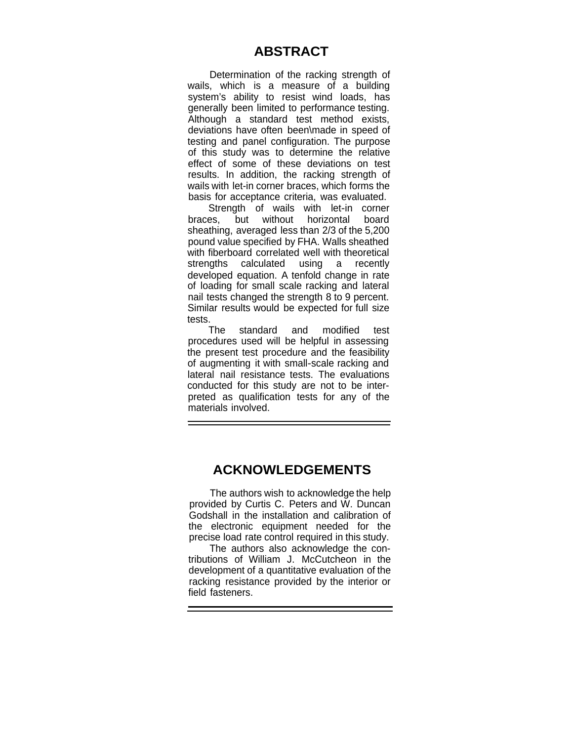## ABSTRACT

Determination of the racking strength of wails, which is a measure of a building system's ability to resist wind loads, has generally been limited to performance testing. Although a standard test method exists, deviations have often been\made in speed of testing and panel configuration. The purpose of this study was to determine the relative effect of some of these deviations on test results. In addition, the racking strength of wails with let-in corner braces, which forms the basis for acceptance criteria, was evaluated.

Strength of wails with let-in corner braces, but without horizontal board sheathing, averaged less than 2/3 of the 5,200 pound value specified by FHA. Walls sheathed with fiberboard correlated well with theoretical strengths calculated using a recently developed equation. A tenfold change in rate of loading for small scale racking and lateral nail tests changed the strength 8 to 9 percent. Similar results would be expected for full size tests.

The standard and modified test procedures used will be helpful in assessing the present test procedure and the feasibility of augmenting it with small-scale racking and lateral nail resistance tests. The evaluations conducted for this study are not to be interpreted as qualification tests for any of the materials involved.

## ACKNOWLEDGEMENTS

The authors wish to acknowledge the help provided by Curtis C. Peters and W. Duncan Godshall in the installation and calibration of the electronic equipment needed for the precise load rate control required in this study.

The authors also acknowledge the contributions of William J. McCutcheon in the development of a quantitative evaluation of the racking resistance provided by the interior or field fasteners.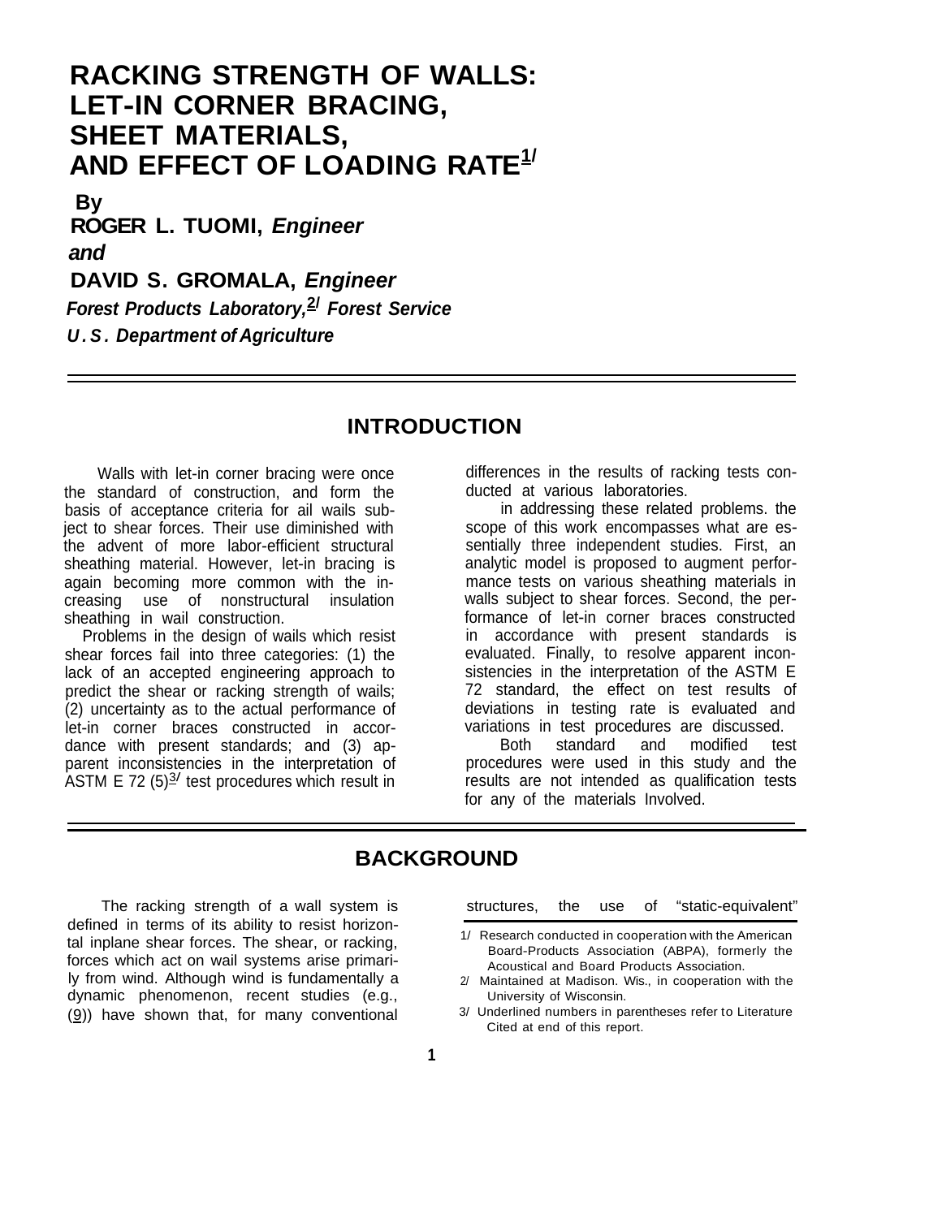# RACKING STRENGTH OF WALLS: LET-IN CORNER BRACING, SHEET MATERIALS, AND EFFECT OF LOADING RATE[1/]

**By**

**ROGER L. TUOMI, *Engineer***

***and***

**DAVID S. GROMALA, *Engineer***

***Forest Products Laboratory,[2/] Forest Service***

***U.S. Department of Agriculture***

## INTRODUCTION

Walls with let-in corner bracing were once the standard of construction, and form the basis of acceptance criteria for ail wails subject to shear forces. Their use diminished with the advent of more labor-efficient structural sheathing material. However, let-in bracing is again becoming more common with the increasing use of nonstructural insulation sheathing in wail construction.

Problems in the design of wails which resist shear forces fail into three categories: (1) the lack of an accepted engineering approach to predict the shear or racking strength of wails; (2) uncertainty as to the actual performance of let-in corner braces constructed in accordance with present standards; and (3) apparent inconsistencies in the interpretation of ASTM E 72 (5)[3/] test procedures which result in differences in the results of racking tests conducted at various laboratories.

in addressing these related problems. the scope of this work encompasses what are essentially three independent studies. First, an analytic model is proposed to augment performance tests on various sheathing materials in walls subject to shear forces. Second, the performance of let-in corner braces constructed in accordance with present standards is evaluated. Finally, to resolve apparent inconsistencies in the interpretation of the ASTM E 72 standard, the effect on test results of deviations in testing rate is evaluated and variations in test procedures are discussed.

Both standard and modified test procedures were used in this study and the results are not intended as qualification tests for any of the materials Involved.

## BACKGROUND

The racking strength of a wall system is defined in terms of its ability to resist horizontal inplane shear forces. The shear, or racking, forces which act on wail systems arise primarily from wind. Although wind is fundamentally a dynamic phenomenon, recent studies (e.g., (9)) have shown that, for many conventional structures, the use of "static-equivalent"

---

1/ Research conducted in cooperation with the American Board-Products Association (ABPA), formerly the Acoustical and Board Products Association.

2/ Maintained at Madison. Wis., in cooperation with the University of Wisconsin.

3/ Underlined numbers in parentheses refer to Literature Cited at end of this report.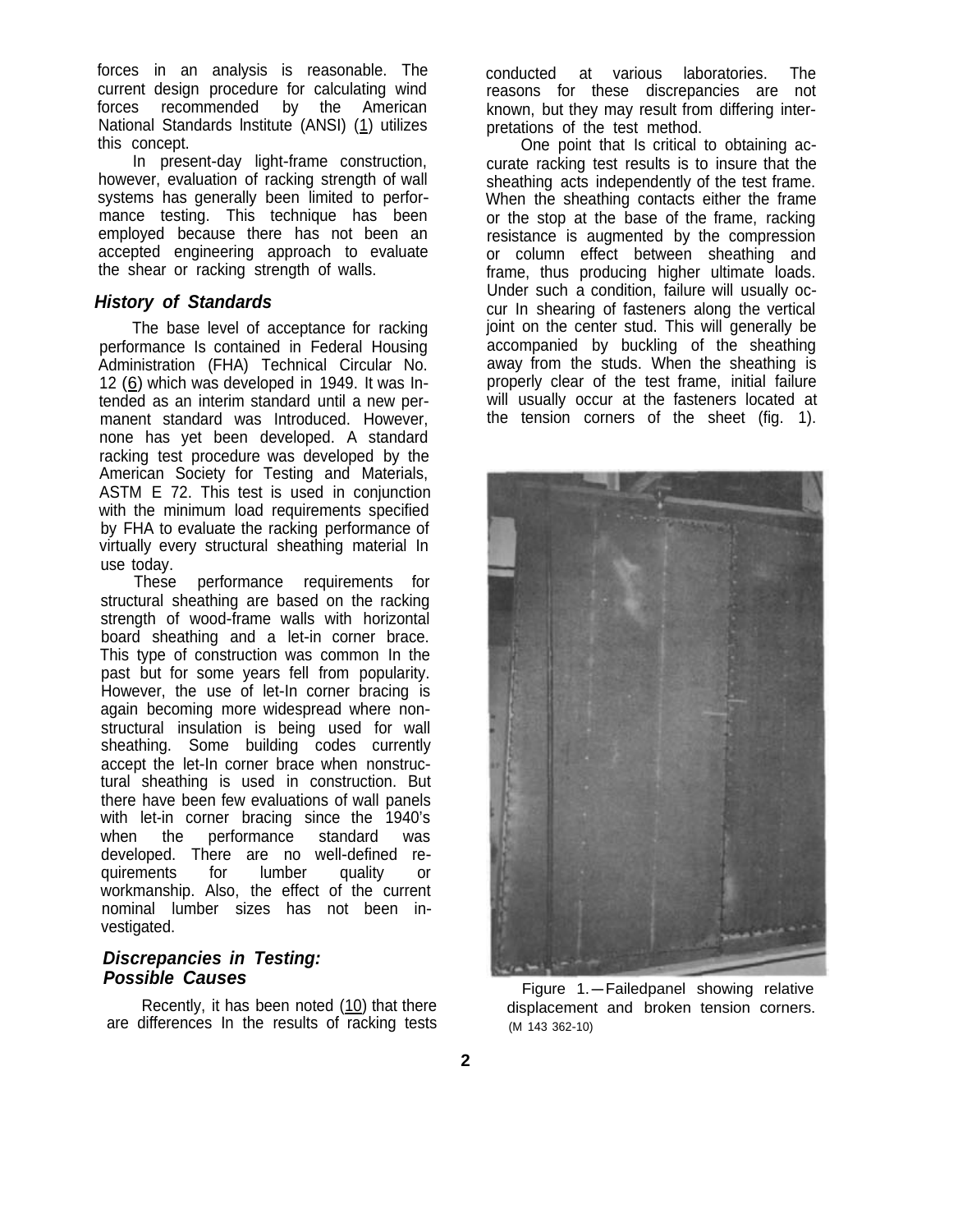forces in an analysis is reasonable. The current design procedure for calculating wind forces recommended by the American National Standards Institute (ANSI) (1) utilizes this concept.

In present-day light-frame construction, however, evaluation of racking strength of wall systems has generally been limited to performance testing. This technique has been employed because there has not been an accepted engineering approach to evaluate the shear or racking strength of walls.

## *History of Standards*

The base level of acceptance for racking performance Is contained in Federal Housing Administration (FHA) Technical Circular No. 12 (6) which was developed in 1949. It was Intended as an interim standard until a new permanent standard was Introduced. However, none has yet been developed. A standard racking test procedure was developed by the American Society for Testing and Materials, ASTM E 72. This test is used in conjunction with the minimum load requirements specified by FHA to evaluate the racking performance of virtually every structural sheathing material In use today.

These performance requirements for structural sheathing are based on the racking strength of wood-frame walls with horizontal board sheathing and a let-in corner brace. This type of construction was common In the past but for some years fell from popularity. However, the use of let-In corner bracing is again becoming more widespread where nonstructural insulation is being used for wall sheathing. Some building codes currently accept the let-In corner brace when nonstructural sheathing is used in construction. But there have been few evaluations of wall panels with let-in corner bracing since the 1940's when the performance standard was developed. There are no well-defined requirements for lumber quality or workmanship. Also, the effect of the current nominal lumber sizes has not been investigated.

## *Discrepancies in Testing: Possible Causes*

Recently, it has been noted (10) that there are differences In the results of racking tests conducted at various laboratories. The reasons for these discrepancies are not known, but they may result from differing interpretations of the test method.

One point that Is critical to obtaining accurate racking test results is to insure that the sheathing acts independently of the test frame. When the sheathing contacts either the frame or the stop at the base of the frame, racking resistance is augmented by the compression or column effect between sheathing and frame, thus producing higher ultimate loads. Under such a condition, failure will usually occur In shearing of fasteners along the vertical joint on the center stud. This will generally be accompanied by buckling of the sheathing away from the studs. When the sheathing is properly clear of the test frame, initial failure will usually occur at the fasteners located at the tension corners of the sheet (fig. 1).

Figure 1.—Failedpanel showing relative displacement and broken tension corners. (M 143 362-10)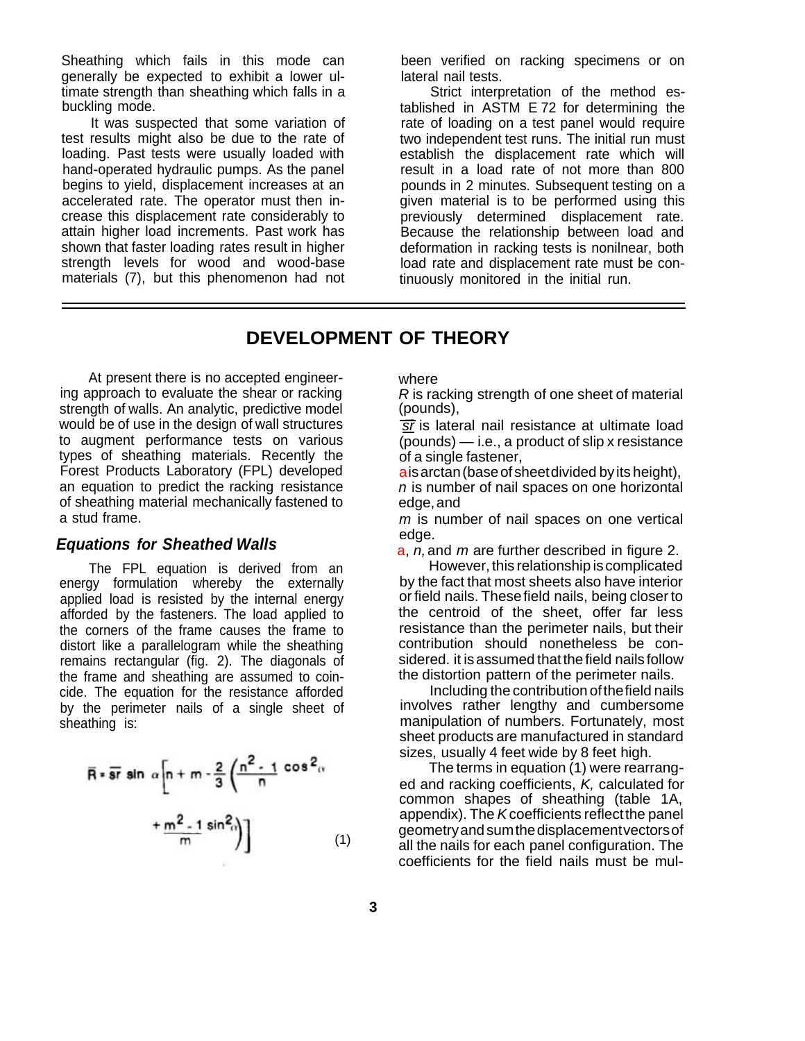Sheathing which fails in this mode can generally be expected to exhibit a lower ultimate strength than sheathing which falls in a buckling mode.

It was suspected that some variation of test results might also be due to the rate of loading. Past tests were usually loaded with hand-operated hydraulic pumps. As the panel begins to yield, displacement increases at an accelerated rate. The operator must then increase this displacement rate considerably to attain higher load increments. Past work has shown that faster loading rates result in higher strength levels for wood and wood-base materials (7), but this phenomenon had not been verified on racking specimens or on lateral nail tests.

Strict interpretation of the method established in ASTM E 72 for determining the rate of loading on a test panel would require two independent test runs. The initial run must establish the displacement rate which will result in a load rate of not more than 800 pounds in 2 minutes. Subsequent testing on a given material is to be performed using this previously determined displacement rate. Because the relationship between load and deformation in racking tests is nonilnear, both load rate and displacement rate must be continuously monitored in the initial run.

## DEVELOPMENT OF THEORY

At present there is no accepted engineering approach to evaluate the shear or racking strength of walls. An analytic, predictive model would be of use in the design of wall structures to augment performance tests on various types of sheathing materials. Recently the Forest Products Laboratory (FPL) developed an equation to predict the racking resistance of sheathing material mechanically fastened to a stud frame.

### *Equations for Sheathed Walls*

The FPL equation is derived from an energy formulation whereby the externally applied load is resisted by the internal energy afforded by the fasteners. The load applied to the corners of the frame causes the frame to distort like a parallelogram while the sheathing remains rectangular (fig. 2). The diagonals of the frame and sheathing are assumed to coincide. The equation for the resistance afforded by the perimeter nails of a single sheet of sheathing is:

$$\bar{R} = \overline{sr} \sin \alpha \left[ n + m - \frac{2}{3} \left( \frac{n^2 - 1}{n} \cos^2 \alpha + \frac{m^2 - 1}{m} \sin^2 \alpha \right) \right] \qquad (1)$$

where

$R$ is racking strength of one sheet of material (pounds),

$\overline{sr}$ is lateral nail resistance at ultimate load (pounds) — i.e., a product of slip x resistance of a single fastener,

$\alpha$ is arctan (base of sheet divided by its height),

$n$ is number of nail spaces on one horizontal edge, and

$m$ is number of nail spaces on one vertical edge.

$\alpha$, $n$, and $m$ are further described in figure 2.

However, this relationship is complicated by the fact that most sheets also have interior or field nails. These field nails, being closer to the centroid of the sheet, offer far less resistance than the perimeter nails, but their contribution should nonetheless be considered. it is assumed that the field nails follow the distortion pattern of the perimeter nails.

Including the contribution of the field nails involves rather lengthy and cumbersome manipulation of numbers. Fortunately, most sheet products are manufactured in standard sizes, usually 4 feet wide by 8 feet high.

The terms in equation (1) were rearranged and racking coefficients, *K,* calculated for common shapes of sheathing (table 1A, appendix). The *K* coefficients reflect the panel geometry and sum the displacement vectors of all the nails for each panel configuration. The coefficients for the field nails must be mul-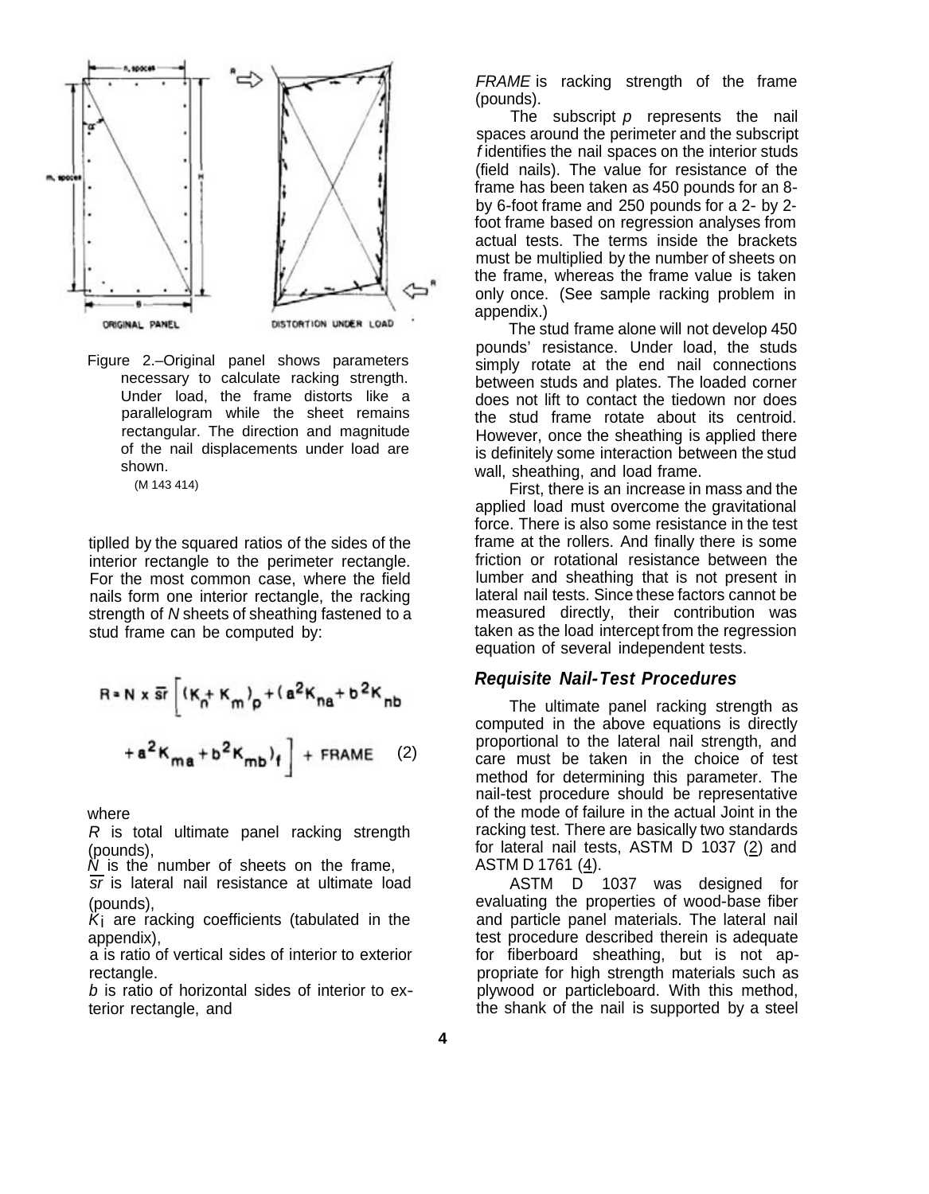Figure 2.–Original panel shows parameters necessary to calculate racking strength. Under load, the frame distorts like a parallelogram while the sheet remains rectangular. The direction and magnitude of the nail displacements under load are shown.
(M 143 414)

tiplled by the squared ratios of the sides of the interior rectangle to the perimeter rectangle. For the most common case, where the field nails form one interior rectangle, the racking strength of $N$ sheets of sheathing fastened to a stud frame can be computed by:

$$R = N \times \overline{sr} \left[ (K_n + K_m)_p + (a^2 K_{na} + b^2 K_{nb} + a^2 K_{ma} + b^2 K_{mb})_f \right] + \text{FRAME} \quad (2)$$

where

$R$ is total ultimate panel racking strength (pounds),
$N$ is the number of sheets on the frame,
$\overline{sr}$ is lateral nail resistance at ultimate load (pounds),
$K_i$ are racking coefficients (tabulated in the appendix),
$a$ is ratio of vertical sides of interior to exterior rectangle.
$b$ is ratio of horizontal sides of interior to exterior rectangle, and
*FRAME* is racking strength of the frame (pounds).

The subscript $p$ represents the nail spaces around the perimeter and the subscript $f$ identifies the nail spaces on the interior studs (field nails). The value for resistance of the frame has been taken as 450 pounds for an 8- by 6-foot frame and 250 pounds for a 2- by 2-foot frame based on regression analyses from actual tests. The terms inside the brackets must be multiplied by the number of sheets on the frame, whereas the frame value is taken only once. (See sample racking problem in appendix.)

The stud frame alone will not develop 450 pounds' resistance. Under load, the studs simply rotate at the end nail connections between studs and plates. The loaded corner does not lift to contact the tiedown nor does the stud frame rotate about its centroid. However, once the sheathing is applied there is definitely some interaction between the stud wall, sheathing, and load frame.

First, there is an increase in mass and the applied load must overcome the gravitational force. There is also some resistance in the test frame at the rollers. And finally there is some friction or rotational resistance between the lumber and sheathing that is not present in lateral nail tests. Since these factors cannot be measured directly, their contribution was taken as the load intercept from the regression equation of several independent tests.

## Requisite Nail-Test Procedures

The ultimate panel racking strength as computed in the above equations is directly proportional to the lateral nail strength, and care must be taken in the choice of test method for determining this parameter. The nail-test procedure should be representative of the mode of failure in the actual Joint in the racking test. There are basically two standards for lateral nail tests, ASTM D 1037 (2) and ASTM D 1761 (4).

ASTM D 1037 was designed for evaluating the properties of wood-base fiber and particle panel materials. The lateral nail test procedure described therein is adequate for fiberboard sheathing, but is not appropriate for high strength materials such as plywood or particleboard. With this method, the shank of the nail is supported by a steel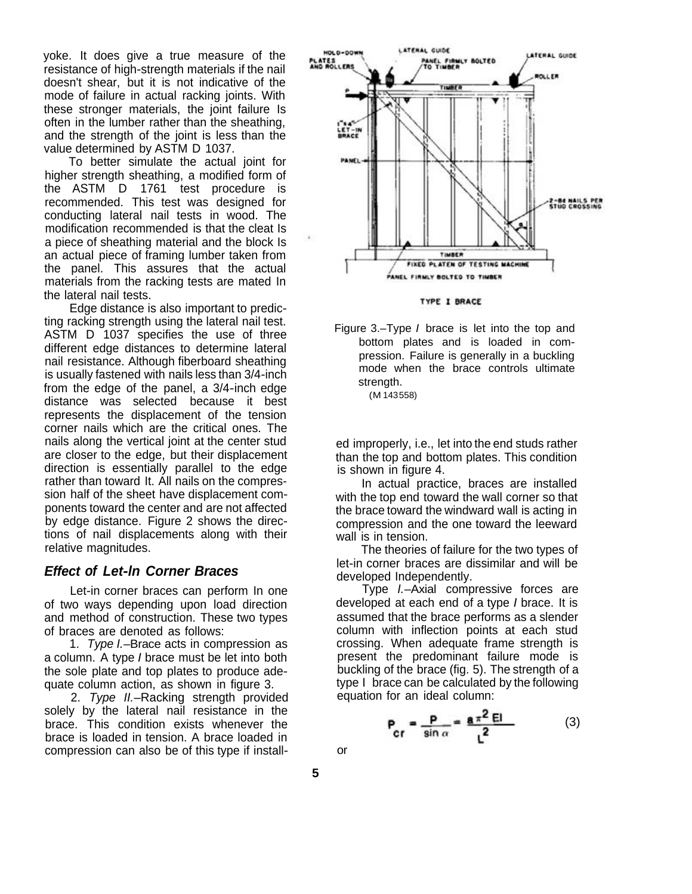yoke. It does give a true measure of the resistance of high-strength materials if the nail doesn't shear, but it is not indicative of the mode of failure in actual racking joints. With these stronger materials, the joint failure Is often in the lumber rather than the sheathing, and the strength of the joint is less than the value determined by ASTM D 1037.

To better simulate the actual joint for higher strength sheathing, a modified form of the ASTM D 1761 test procedure is recommended. This test was designed for conducting lateral nail tests in wood. The modification recommended is that the cleat Is a piece of sheathing material and the block Is an actual piece of framing lumber taken from the panel. This assures that the actual materials from the racking tests are mated In the lateral nail tests.

Edge distance is also important to predicting racking strength using the lateral nail test. ASTM D 1037 specifies the use of three different edge distances to determine lateral nail resistance. Although fiberboard sheathing is usually fastened with nails less than 3/4-inch from the edge of the panel, a 3/4-inch edge distance was selected because it best represents the displacement of the tension corner nails which are the critical ones. The nails along the vertical joint at the center stud are closer to the edge, but their displacement direction is essentially parallel to the edge rather than toward It. All nails on the compression half of the sheet have displacement components toward the center and are not affected by edge distance. Figure 2 shows the directions of nail displacements along with their relative magnitudes.

## *Effect of Let-In Corner Braces*

Let-in corner braces can perform In one of two ways depending upon load direction and method of construction. These two types of braces are denoted as follows:

1. *Type I.*–Brace acts in compression as a column. A type *I* brace must be let into both the sole plate and top plates to produce adequate column action, as shown in figure 3.

2. *Type II.*–Racking strength provided solely by the lateral nail resistance in the brace. This condition exists whenever the brace is loaded in tension. A brace loaded in compression can also be of this type if installed improperly, i.e., let into the end studs rather than the top and bottom plates. This condition is shown in figure 4.

HOLD-DOWN PLATES AND ROLLERS; LATERAL GUIDE; PANEL FIRMLY BOLTED TO TIMBER; LATERAL GUIDE; ROLLER; TIMBER; 1"x4" LET-IN BRACE; PANEL; 2–8d NAILS PER STUD CROSSING; TIMBER; FIXED PLATEN OF TESTING MACHINE; PANEL FIRMLY BOLTED TO TIMBER

TYPE I BRACE

Figure 3.–Type *I* brace is let into the top and bottom plates and is loaded in compression. Failure is generally in a buckling mode when the brace controls ultimate strength.
(M 143 558)

In actual practice, braces are installed with the top end toward the wall corner so that the brace toward the windward wall is acting in compression and the one toward the leeward wall is in tension.

The theories of failure for the two types of let-in corner braces are dissimilar and will be developed Independently.

Type *I.*–Axial compressive forces are developed at each end of a type *I* brace. It is assumed that the brace performs as a slender column with inflection points at each stud crossing. When adequate frame strength is present the predominant failure mode is buckling of the brace (fig. 5). The strength of a type I brace can be calculated by the following equation for an ideal column:

$$P_{cr} = \frac{P}{\sin \alpha} = \frac{a \pi^2 EI}{L^2} \qquad (3)$$

or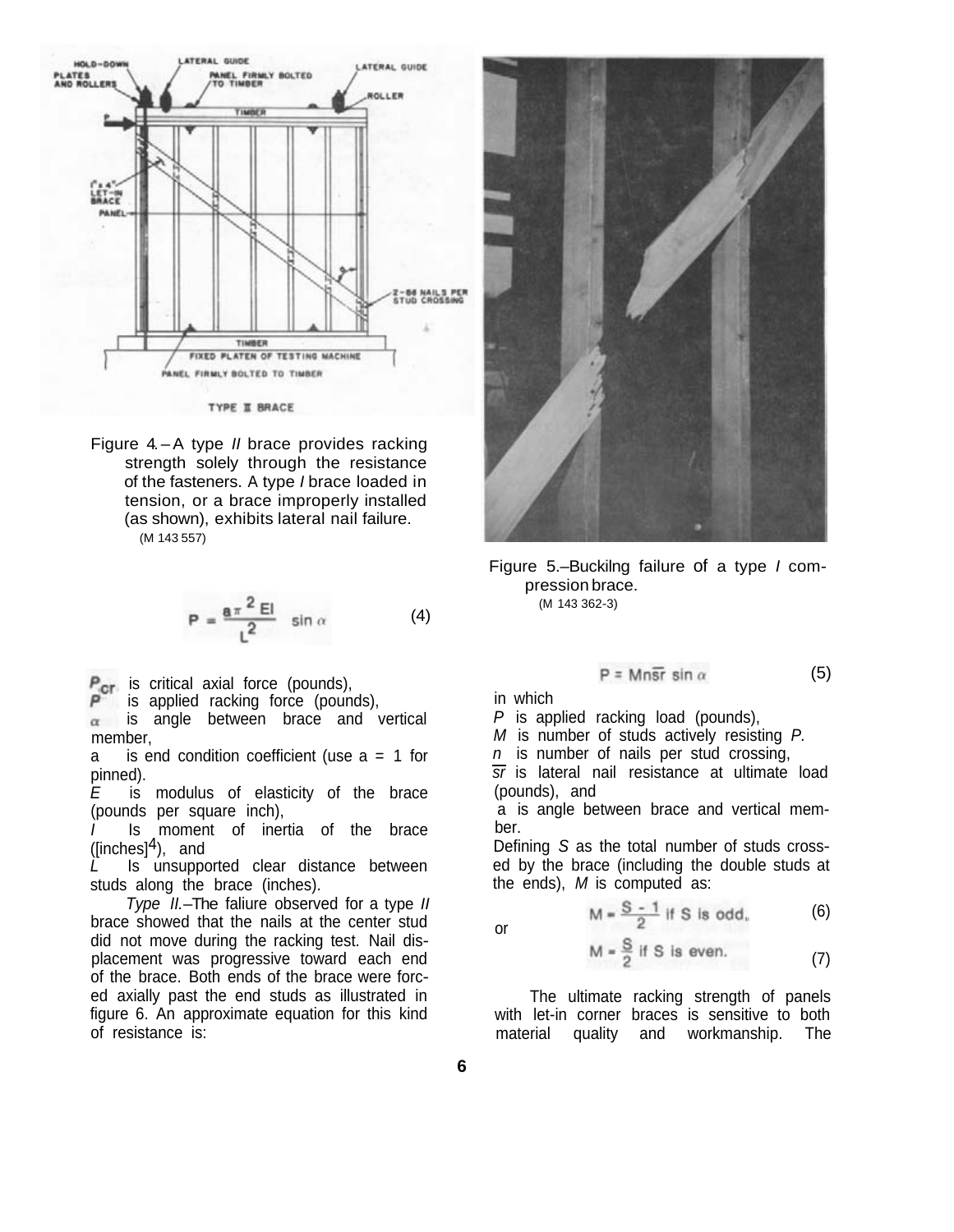Figure 4.–A type *II* brace provides racking strength solely through the resistance of the fasteners. A type *I* brace loaded in tension, or a brace improperly installed (as shown), exhibits lateral nail failure.
(M 143 557)

$$P = \frac{a\pi^2 EI}{L^2} \sin\alpha \qquad (4)$$

$P_{cr}$ is critical axial force (pounds),
$P$ is applied racking force (pounds),
$\alpha$ is angle between brace and vertical member,
a is end condition coefficient (use a = 1 for pinned).
$E$ is modulus of elasticity of the brace (pounds per square inch),
$I$ Is moment of inertia of the brace ([inches]$^4$), and
$L$ Is unsupported clear distance between studs along the brace (inches).

*Type II.*–The faliure observed for a type *II* brace showed that the nails at the center stud did not move during the racking test. Nail displacement was progressive toward each end of the brace. Both ends of the brace were forced axially past the end studs as illustrated in figure 6. An approximate equation for this kind of resistance is:

Figure 5.–Buckilng failure of a type *I* compression brace.
(M 143 362-3)

$$P = Mn\overline{sr} \sin\alpha \qquad (5)$$

in which
$P$ is applied racking load (pounds),
$M$ is number of studs actively resisting $P$.
$n$ is number of nails per stud crossing,
$\overline{sr}$ is lateral nail resistance at ultimate load (pounds), and
a is angle between brace and vertical member.

Defining $S$ as the total number of studs crossed by the brace (including the double studs at the ends), $M$ is computed as:

$$M = \frac{S-1}{2} \text{ if S is odd,} \qquad (6)$$

or

$$M = \frac{S}{2} \text{ if S is even.} \qquad (7)$$

The ultimate racking strength of panels with let-in corner braces is sensitive to both material quality and workmanship. The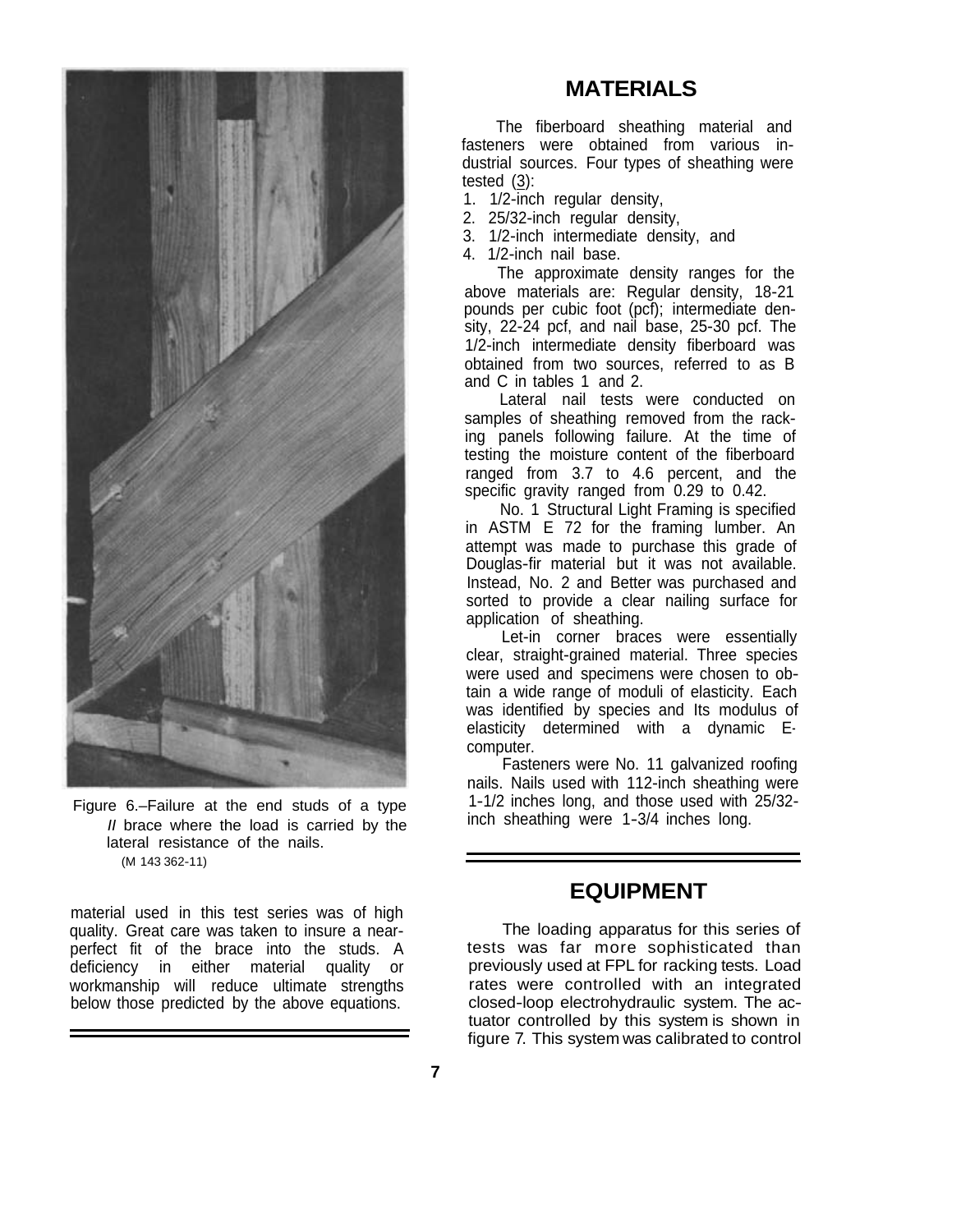Figure 6.–Failure at the end studs of a type II brace where the load is carried by the lateral resistance of the nails.
(M 143 362-11)

material used in this test series was of high quality. Great care was taken to insure a near-perfect fit of the brace into the studs. A deficiency in either material quality or workmanship will reduce ultimate strengths below those predicted by the above equations.

## MATERIALS

The fiberboard sheathing material and fasteners were obtained from various industrial sources. Four types of sheathing were tested (3):

1. 1/2-inch regular density,
2. 25/32-inch regular density,
3. 1/2-inch intermediate density, and
4. 1/2-inch nail base.

The approximate density ranges for the above materials are: Regular density, 18-21 pounds per cubic foot (pcf); intermediate density, 22-24 pcf, and nail base, 25-30 pcf. The 1/2-inch intermediate density fiberboard was obtained from two sources, referred to as B and C in tables 1 and 2.

Lateral nail tests were conducted on samples of sheathing removed from the racking panels following failure. At the time of testing the moisture content of the fiberboard ranged from 3.7 to 4.6 percent, and the specific gravity ranged from 0.29 to 0.42.

No. 1 Structural Light Framing is specified in ASTM E 72 for the framing lumber. An attempt was made to purchase this grade of Douglas-fir material but it was not available. Instead, No. 2 and Better was purchased and sorted to provide a clear nailing surface for application of sheathing.

Let-in corner braces were essentially clear, straight-grained material. Three species were used and specimens were chosen to obtain a wide range of moduli of elasticity. Each was identified by species and Its modulus of elasticity determined with a dynamic E-computer.

Fasteners were No. 11 galvanized roofing nails. Nails used with 112-inch sheathing were 1-1/2 inches long, and those used with 25/32-inch sheathing were 1-3/4 inches long.

## EQUIPMENT

The loading apparatus for this series of tests was far more sophisticated than previously used at FPL for racking tests. Load rates were controlled with an integrated closed-loop electrohydraulic system. The actuator controlled by this system is shown in figure 7. This system was calibrated to control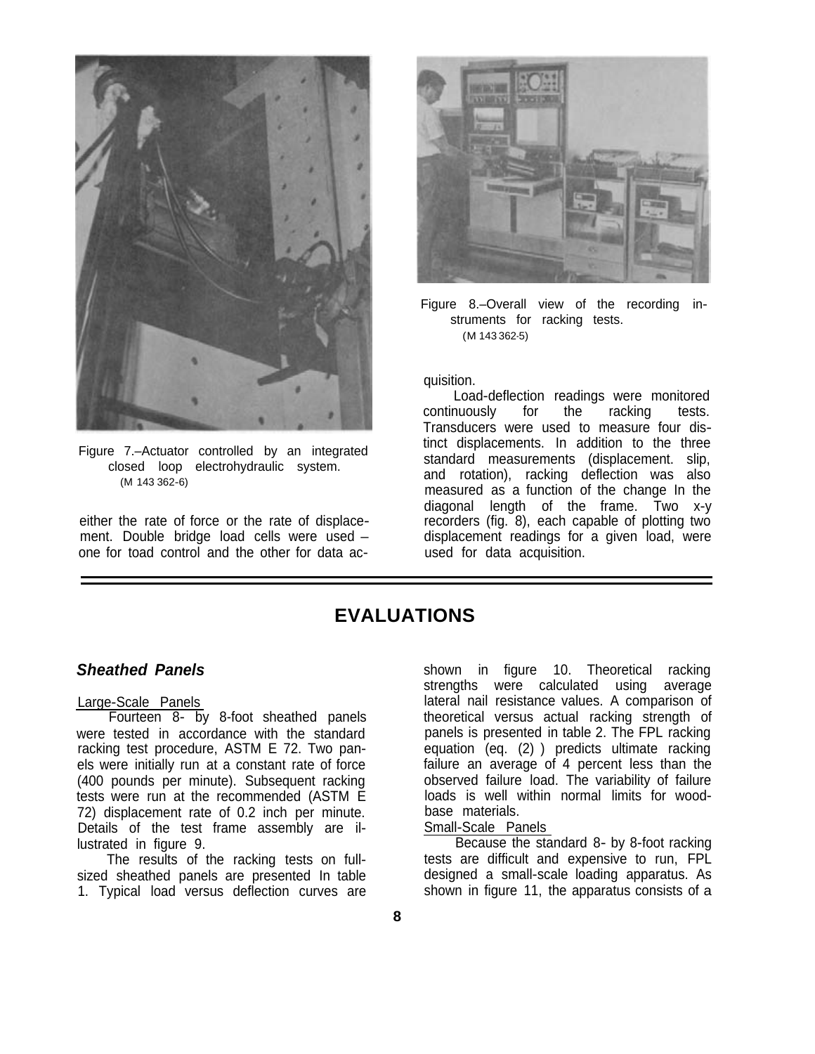Figure 7.–Actuator controlled by an integrated closed loop electrohydraulic system.
(M 143 362-6)

either the rate of force or the rate of displacement. Double bridge load cells were used – one for toad control and the other for data acquisition.

Figure 8.–Overall view of the recording instruments for racking tests.
(M 143 362-5)

Load-deflection readings were monitored continuously for the racking tests. Transducers were used to measure four distinct displacements. In addition to the three standard measurements (displacement. slip, and rotation), racking deflection was also measured as a function of the change In the diagonal length of the frame. Two x-y recorders (fig. 8), each capable of plotting two displacement readings for a given load, were used for data acquisition.

# EVALUATIONS

## *Sheathed Panels*

### Large-Scale Panels

Fourteen 8- by 8-foot sheathed panels were tested in accordance with the standard racking test procedure, ASTM E 72. Two panels were initially run at a constant rate of force (400 pounds per minute). Subsequent racking tests were run at the recommended (ASTM E 72) displacement rate of 0.2 inch per minute. Details of the test frame assembly are illustrated in figure 9.

The results of the racking tests on full-sized sheathed panels are presented In table 1. Typical load versus deflection curves are shown in figure 10. Theoretical racking strengths were calculated using average lateral nail resistance values. A comparison of theoretical versus actual racking strength of panels is presented in table 2. The FPL racking equation (eq. (2) ) predicts ultimate racking failure an average of 4 percent less than the observed failure load. The variability of failure loads is well within normal limits for wood-base materials.

### Small-Scale Panels

Because the standard 8- by 8-foot racking tests are difficult and expensive to run, FPL designed a small-scale loading apparatus. As shown in figure 11, the apparatus consists of a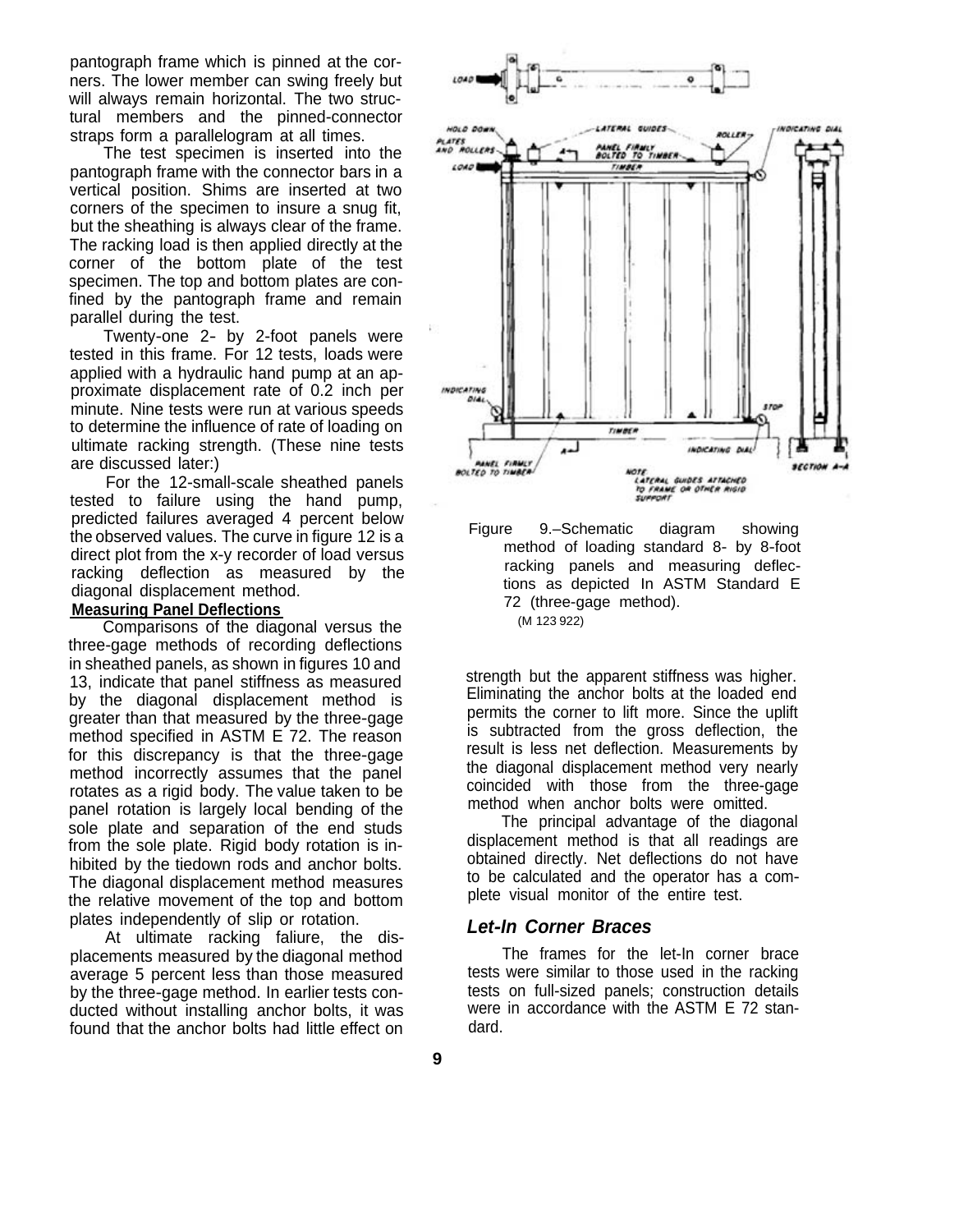pantograph frame which is pinned at the corners. The lower member can swing freely but will always remain horizontal. The two structural members and the pinned-connector straps form a parallelogram at all times.

The test specimen is inserted into the pantograph frame with the connector bars in a vertical position. Shims are inserted at two corners of the specimen to insure a snug fit, but the sheathing is always clear of the frame. The racking load is then applied directly at the corner of the bottom plate of the test specimen. The top and bottom plates are confined by the pantograph frame and remain parallel during the test.

Twenty-one 2- by 2-foot panels were tested in this frame. For 12 tests, loads were applied with a hydraulic hand pump at an approximate displacement rate of 0.2 inch per minute. Nine tests were run at various speeds to determine the influence of rate of loading on ultimate racking strength. (These nine tests are discussed later:)

For the 12-small-scale sheathed panels tested to failure using the hand pump, predicted failures averaged 4 percent below the observed values. The curve in figure 12 is a direct plot from the x-y recorder of load versus racking deflection as measured by the diagonal displacement method.

**Measuring Panel Deflections**

Comparisons of the diagonal versus the three-gage methods of recording deflections in sheathed panels, as shown in figures 10 and 13, indicate that panel stiffness as measured by the diagonal displacement method is greater than that measured by the three-gage method specified in ASTM E 72. The reason for this discrepancy is that the three-gage method incorrectly assumes that the panel rotates as a rigid body. The value taken to be panel rotation is largely local bending of the sole plate and separation of the end studs from the sole plate. Rigid body rotation is inhibited by the tiedown rods and anchor bolts. The diagonal displacement method measures the relative movement of the top and bottom plates independently of slip or rotation.

At ultimate racking faliure, the displacements measured by the diagonal method average 5 percent less than those measured by the three-gage method. In earlier tests conducted without installing anchor bolts, it was found that the anchor bolts had little effect on strength but the apparent stiffness was higher. Eliminating the anchor bolts at the loaded end permits the corner to lift more. Since the uplift is subtracted from the gross deflection, the result is less net deflection. Measurements by the diagonal displacement method very nearly coincided with those from the three-gage method when anchor bolts were omitted.

The principal advantage of the diagonal displacement method is that all readings are obtained directly. Net deflections do not have to be calculated and the operator has a complete visual monitor of the entire test.

Figure 9.–Schematic diagram showing method of loading standard 8- by 8-foot racking panels and measuring deflections as depicted In ASTM Standard E 72 (three-gage method).
(M 123 922)

### *Let-In Corner Braces*

The frames for the let-In corner brace tests were similar to those used in the racking tests on full-sized panels; construction details were in accordance with the ASTM E 72 standard.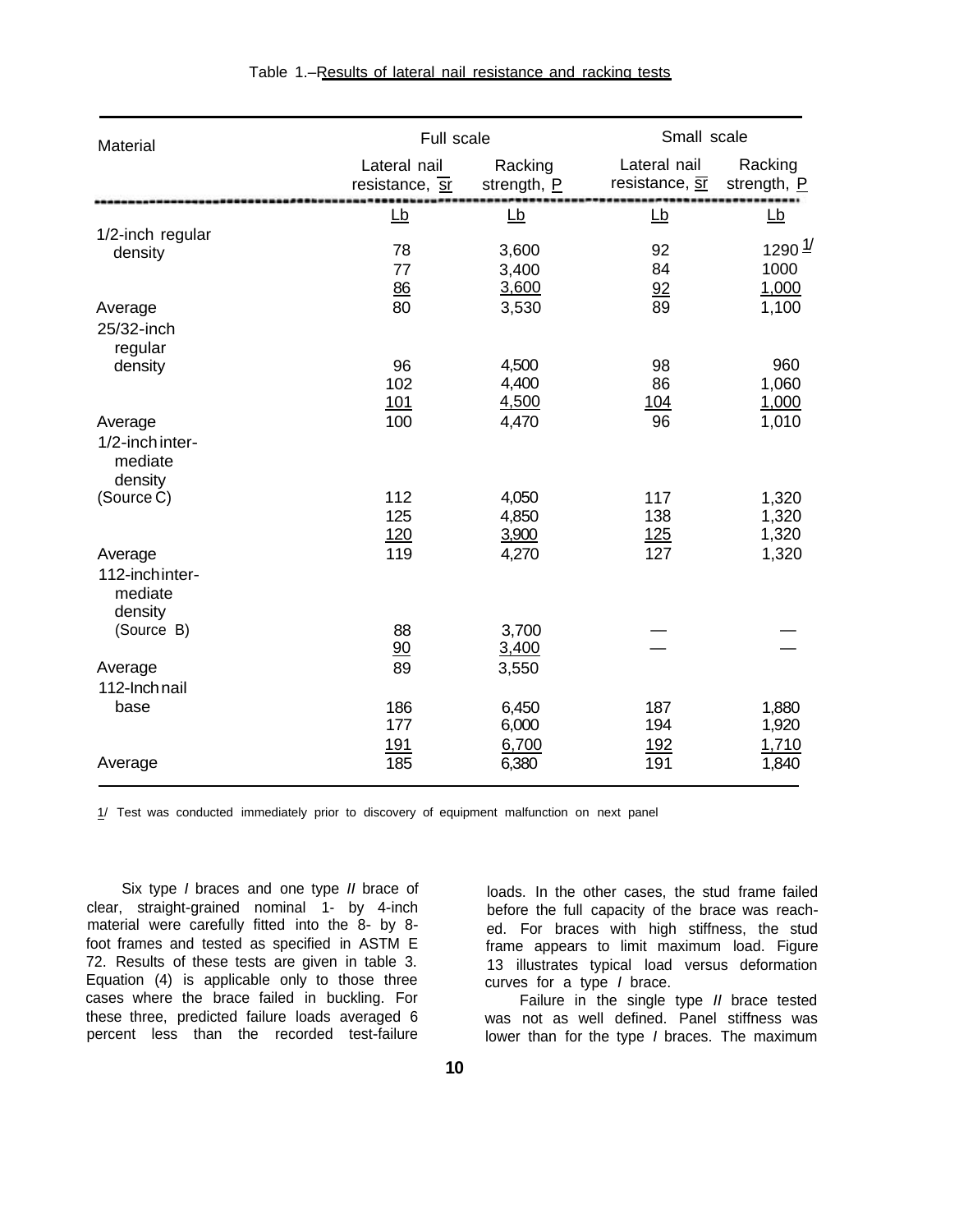Table 1.–Results of lateral nail resistance and racking tests

| Material | Full scale | | Small scale | |
|---|---|---|---|---|
| | Lateral nail resistance, $\overline{sr}$ | Racking strength, P | Lateral nail resistance, $\overline{sr}$ | Racking strength, P |
| | Lb | Lb | Lb | Lb |
| 1/2-inch regular density | 78 | 3,600 | 92 | 1290 1/ |
| | 77 | 3,400 | 84 | 1000 |
| | 86 | 3,600 | 92 | 1,000 |
| Average | 80 | 3,530 | 89 | 1,100 |
| 25/32-inch regular density | 96 | 4,500 | 98 | 960 |
| | 102 | 4,400 | 86 | 1,060 |
| | 101 | 4,500 | 104 | 1,000 |
| Average | 100 | 4,470 | 96 | 1,010 |
| 1/2-inch intermediate density (Source C) | 112 | 4,050 | 117 | 1,320 |
| | 125 | 4,850 | 138 | 1,320 |
| | 120 | 3,900 | 125 | 1,320 |
| Average | 119 | 4,270 | 127 | 1,320 |
| 112-inch intermediate density (Source B) | 88 | 3,700 | — | — |
| | 90 | 3,400 | — | — |
| Average | 89 | 3,550 | | |
| 112-Inch nail base | 186 | 6,450 | 187 | 1,880 |
| | 177 | 6,000 | 194 | 1,920 |
| | 191 | 6,700 | 192 | 1,710 |
| Average | 185 | 6,380 | 191 | 1,840 |

1/ Test was conducted immediately prior to discovery of equipment malfunction on next panel

Six type *I* braces and one type *II* brace of clear, straight-grained nominal 1- by 4-inch material were carefully fitted into the 8- by 8-foot frames and tested as specified in ASTM E 72. Results of these tests are given in table 3. Equation (4) is applicable only to those three cases where the brace failed in buckling. For these three, predicted failure loads averaged 6 percent less than the recorded test-failure loads. In the other cases, the stud frame failed before the full capacity of the brace was reached. For braces with high stiffness, the stud frame appears to limit maximum load. Figure 13 illustrates typical load versus deformation curves for a type *I* brace.

Failure in the single type *II* brace tested was not as well defined. Panel stiffness was lower than for the type *I* braces. The maximum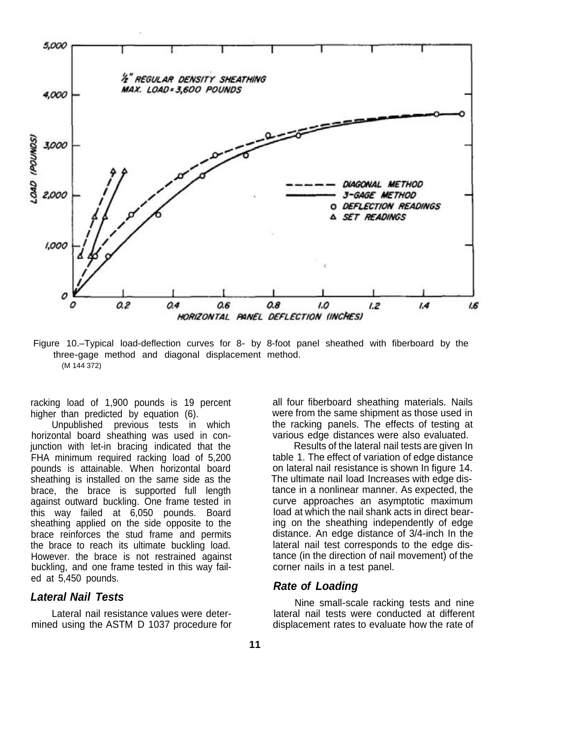Figure 10.–Typical load-deflection curves for 8- by 8-foot panel sheathed with fiberboard by the three-gage method and diagonal displacement method.
(M 144 372)

racking load of 1,900 pounds is 19 percent higher than predicted by equation (6).

Unpublished previous tests in which horizontal board sheathing was used in conjunction with let-in bracing indicated that the FHA minimum required racking load of 5,200 pounds is attainable. When horizontal board sheathing is installed on the same side as the brace, the brace is supported full length against outward buckling. One frame tested in this way failed at 6,050 pounds. Board sheathing applied on the side opposite to the brace reinforces the stud frame and permits the brace to reach its ultimate buckling load. However. the brace is not restrained against buckling, and one frame tested in this way failed at 5,450 pounds.

### Lateral Nail Tests

Lateral nail resistance values were determined using the ASTM D 1037 procedure for all four fiberboard sheathing materials. Nails were from the same shipment as those used in the racking panels. The effects of testing at various edge distances were also evaluated.

Results of the lateral nail tests are given In table 1. The effect of variation of edge distance on lateral nail resistance is shown In figure 14. The ultimate nail load Increases with edge distance in a nonlinear manner. As expected, the curve approaches an asymptotic maximum load at which the nail shank acts in direct bearing on the sheathing independently of edge distance. An edge distance of 3/4-inch In the lateral nail test corresponds to the edge distance (in the direction of nail movement) of the corner nails in a test panel.

### Rate of Loading

Nine small-scale racking tests and nine lateral nail tests were conducted at different displacement rates to evaluate how the rate of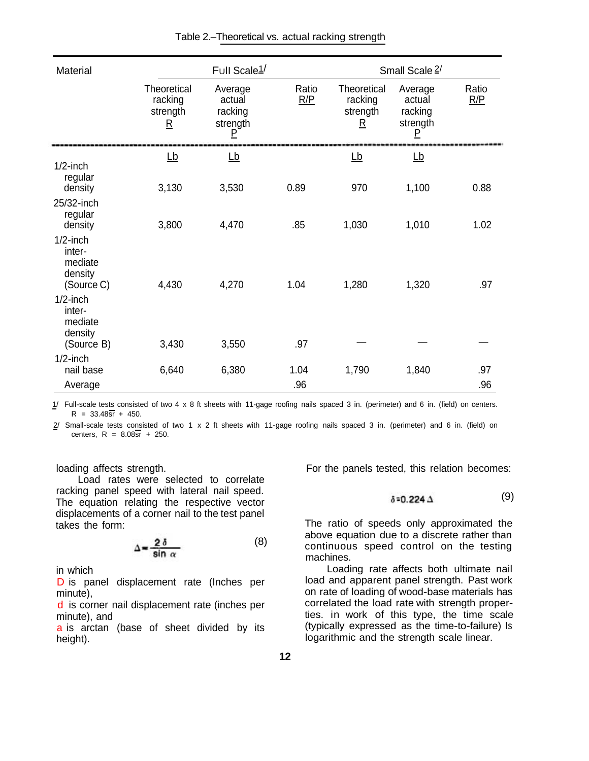Table 2.–Theoretical vs. actual racking strength

| Material | Full Scale[1] | | | Small Scale[2] | | |
|---|---|---|---|---|---|---|
| | Theoretical racking strength R | Average actual racking strength P | Ratio R/P | Theoretical racking strength R | Average actual racking strength P | Ratio R/P |
| | Lb | Lb | | Lb | Lb | |
| 1/2-inch regular density | 3,130 | 3,530 | 0.89 | 970 | 1,100 | 0.88 |
| 25/32-inch regular density | 3,800 | 4,470 | .85 | 1,030 | 1,010 | 1.02 |
| 1/2-inch inter-mediate density (Source C) | 4,430 | 4,270 | 1.04 | 1,280 | 1,320 | .97 |
| 1/2-inch inter-mediate density (Source B) | 3,430 | 3,550 | .97 | — | — | — |
| 1/2-inch nail base | 6,640 | 6,380 | 1.04 | 1,790 | 1,840 | .97 |
| Average | | | .96 | | | .96 |

1/ Full-scale tests consisted of two 4 x 8 ft sheets with 11-gage roofing nails spaced 3 in. (perimeter) and 6 in. (field) on centers. $R = 33.48\overline{sr} + 450$.

2/ Small-scale tests consisted of two 1 x 2 ft sheets with 11-gage roofing nails spaced 3 in. (perimeter) and 6 in. (field) on centers, $R = 8.08\overline{sr} + 250$.

loading affects strength.

Load rates were selected to correlate racking panel speed with lateral nail speed. The equation relating the respective vector displacements of a corner nail to the test panel takes the form:

$$\Delta = \frac{2\delta}{\sin\alpha} \tag{8}$$

in which

$\Delta$ is panel displacement rate (Inches per minute),

$\delta$ is corner nail displacement rate (inches per minute), and

$\alpha$ is arctan (base of sheet divided by its height).

For the panels tested, this relation becomes:

$$\delta = 0.224\,\Delta \tag{9}$$

The ratio of speeds only approximated the above equation due to a discrete rather than continuous speed control on the testing machines.

Loading rate affects both ultimate nail load and apparent panel strength. Past work on rate of loading of wood-base materials has correlated the load rate with strength properties. in work of this type, the time scale (typically expressed as the time-to-failure) Is logarithmic and the strength scale linear.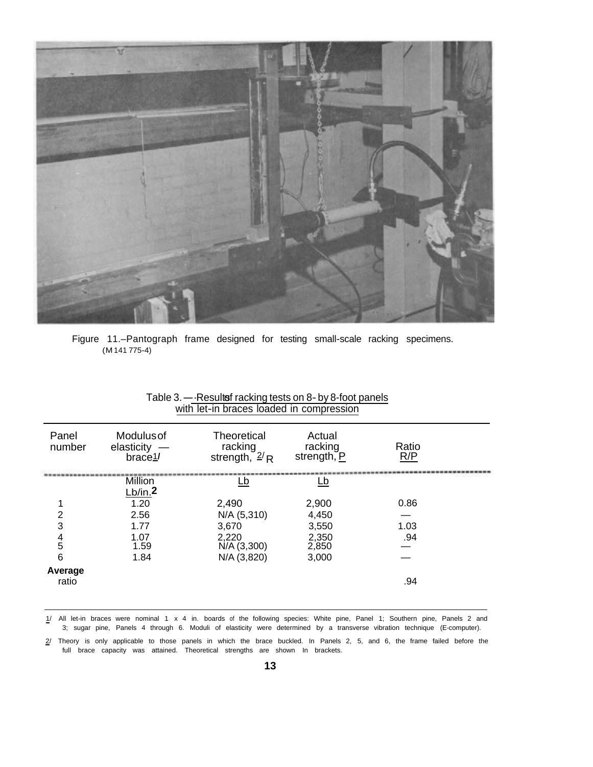Figure 11.–Pantograph frame designed for testing small-scale racking specimens. (M 141 775-4)

Table 3. — Results of racking tests on 8- by 8-foot panels with let-in braces loaded in compression

| Panel number | Modulus of elasticity — brace[1] | Theoretical racking strength, [2] R | Actual racking strength, P | Ratio R/P |
|---|---|---|---|---|
| | Million Lb/in.[2] | Lb | Lb | |
| 1 | 1.20 | 2,490 | 2,900 | 0.86 |
| 2 | 2.56 | N/A (5,310) | 4,450 | — |
| 3 | 1.77 | 3,670 | 3,550 | 1.03 |
| 4 | 1.07 | 2,220 | 2,350 | .94 |
| 5 | 1.59 | N/A (3,300) | 2,850 | — |
| 6 | 1.84 | N/A (3,820) | 3,000 | — |
| **Average** ratio | | | | .94 |

1/ All let-in braces were nominal 1 x 4 in. boards of the following species: White pine, Panel 1; Southern pine, Panels 2 and 3; sugar pine, Panels 4 through 6. Moduli of elasticity were determined by a transverse vibration technique (E-computer).

2/ Theory is only applicable to those panels in which the brace buckled. In Panels 2, 5, and 6, the frame failed before the full brace capacity was attained. Theoretical strengths are shown In brackets.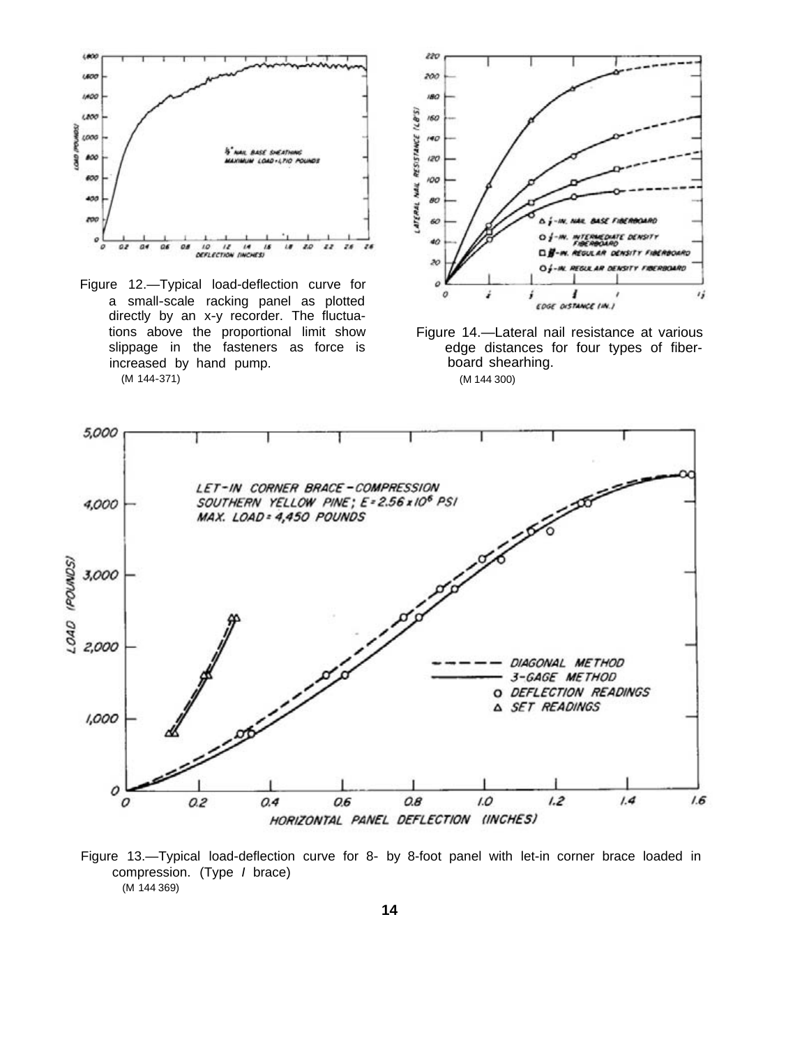Figure 12.—Typical load-deflection curve for a small-scale racking panel as plotted directly by an x-y recorder. The fluctuations above the proportional limit show slippage in the fasteners as force is increased by hand pump.
(M 144-371)

Figure 14.—Lateral nail resistance at various edge distances for four types of fiberboard shearhing.
(M 144 300)

Figure 13.—Typical load-deflection curve for 8- by 8-foot panel with let-in corner brace loaded in compression. (Type *I* brace)
(M 144 369)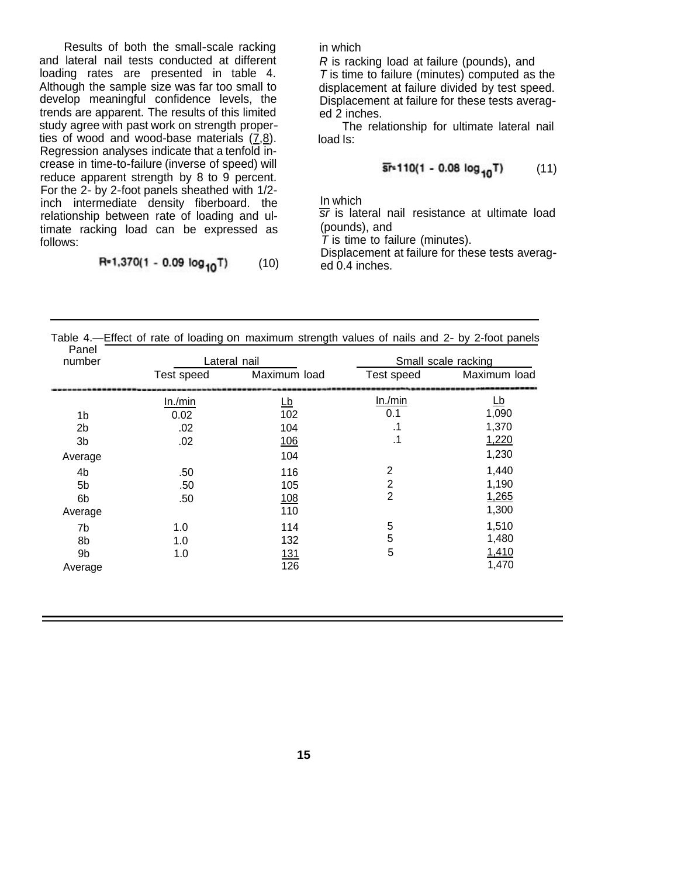Results of both the small-scale racking and lateral nail tests conducted at different loading rates are presented in table 4. Although the sample size was far too small to develop meaningful confidence levels, the trends are apparent. The results of this limited study agree with past work on strength properties of wood and wood-base materials (7,8). Regression analyses indicate that a tenfold increase in time-to-failure (inverse of speed) will reduce apparent strength by 8 to 9 percent. For the 2- by 2-foot panels sheathed with 1/2-inch intermediate density fiberboard. the relationship between rate of loading and ultimate racking load can be expressed as follows:

$$R = 1{,}370(1 - 0.09 \log_{10} T) \qquad (10)$$

in which

$R$ is racking load at failure (pounds), and
$T$ is time to failure (minutes) computed as the displacement at failure divided by test speed. Displacement at failure for these tests averaged 2 inches.

The relationship for ultimate lateral nail load Is:

$$\overline{sr} = 110(1 - 0.08 \log_{10} T) \qquad (11)$$

In which

$\overline{sr}$ is lateral nail resistance at ultimate load (pounds), and
$T$ is time to failure (minutes).
Displacement at failure for these tests averaged 0.4 inches.

Table 4.—Effect of rate of loading on maximum strength values of nails and 2- by 2-foot panels

| Panel number | Lateral nail | | Small scale racking | |
|---|---|---|---|---|
| | Test speed | Maximum load | Test speed | Maximum load |
| | In./min | Lb | In./min | Lb |
| 1b | 0.02 | 102 | 0.1 | 1,090 |
| 2b | .02 | 104 | .1 | 1,370 |
| 3b | .02 | 106 | .1 | 1,220 |
| Average | | 104 | | 1,230 |
| 4b | .50 | 116 | 2 | 1,440 |
| 5b | .50 | 105 | 2 | 1,190 |
| 6b | .50 | 108 | 2 | 1,265 |
| Average | | 110 | | 1,300 |
| 7b | 1.0 | 114 | 5 | 1,510 |
| 8b | 1.0 | 132 | 5 | 1,480 |
| 9b | 1.0 | 131 | 5 | 1,410 |
| Average | | 126 | | 1,470 |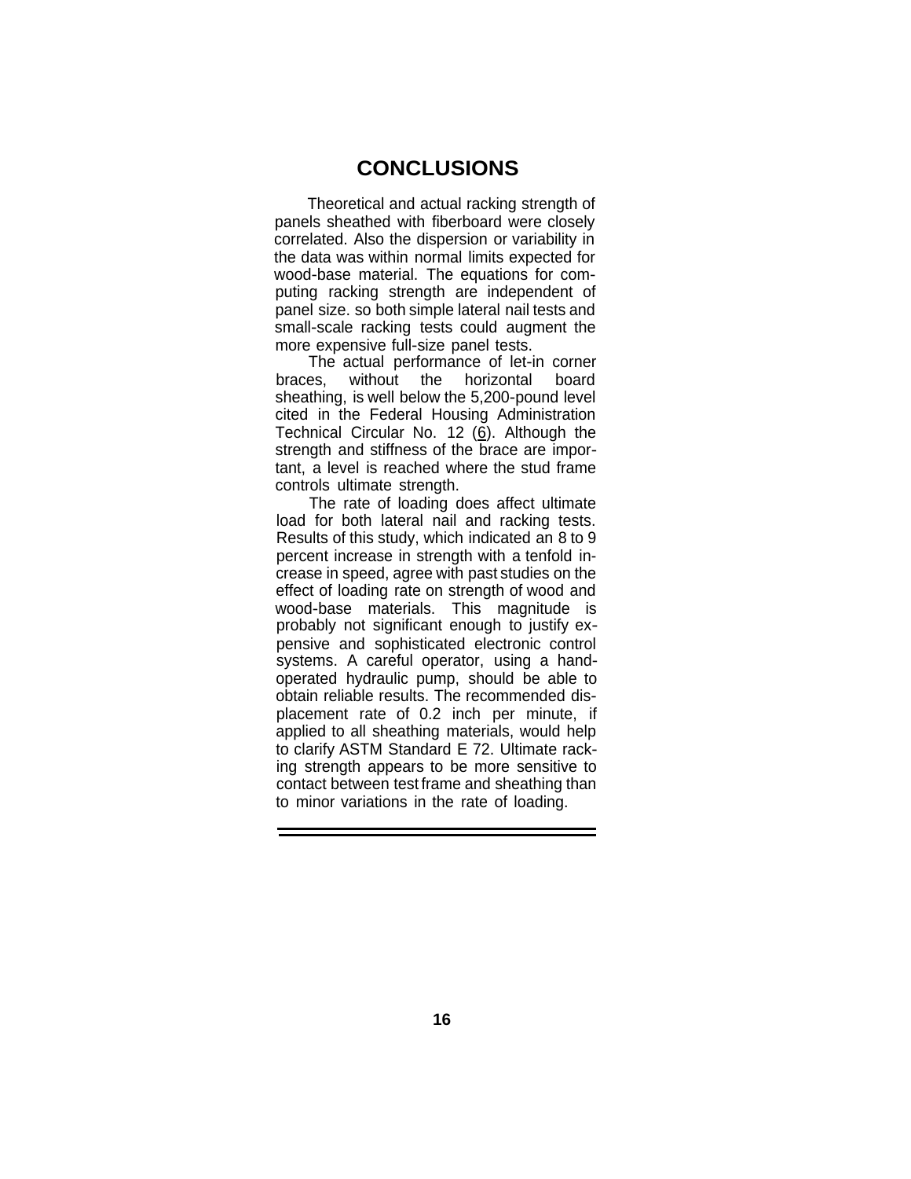# CONCLUSIONS

Theoretical and actual racking strength of panels sheathed with fiberboard were closely correlated. Also the dispersion or variability in the data was within normal limits expected for wood-base material. The equations for computing racking strength are independent of panel size. so both simple lateral nail tests and small-scale racking tests could augment the more expensive full-size panel tests.

The actual performance of let-in corner braces, without the horizontal board sheathing, is well below the 5,200-pound level cited in the Federal Housing Administration Technical Circular No. 12 (6). Although the strength and stiffness of the brace are important, a level is reached where the stud frame controls ultimate strength.

The rate of loading does affect ultimate load for both lateral nail and racking tests. Results of this study, which indicated an 8 to 9 percent increase in strength with a tenfold increase in speed, agree with past studies on the effect of loading rate on strength of wood and wood-base materials. This magnitude is probably not significant enough to justify expensive and sophisticated electronic control systems. A careful operator, using a hand-operated hydraulic pump, should be able to obtain reliable results. The recommended displacement rate of 0.2 inch per minute, if applied to all sheathing materials, would help to clarify ASTM Standard E 72. Ultimate racking strength appears to be more sensitive to contact between test frame and sheathing than to minor variations in the rate of loading.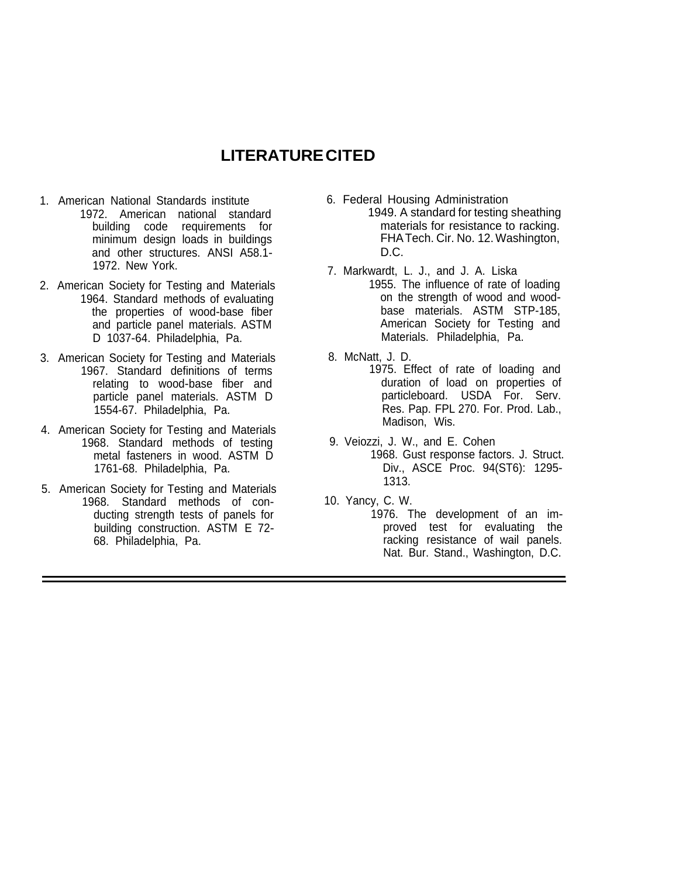## LITERATURE CITED

1. American National Standards institute
   1972. American national standard building code requirements for minimum design loads in buildings and other structures. ANSI A58.1-1972. New York.

2. American Society for Testing and Materials
   1964. Standard methods of evaluating the properties of wood-base fiber and particle panel materials. ASTM D 1037-64. Philadelphia, Pa.

3. American Society for Testing and Materials
   1967. Standard definitions of terms relating to wood-base fiber and particle panel materials. ASTM D 1554-67. Philadelphia, Pa.

4. American Society for Testing and Materials
   1968. Standard methods of testing metal fasteners in wood. ASTM D 1761-68. Philadelphia, Pa.

5. American Society for Testing and Materials
   1968. Standard methods of conducting strength tests of panels for building construction. ASTM E 72-68. Philadelphia, Pa.

6. Federal Housing Administration
   1949. A standard for testing sheathing materials for resistance to racking. FHA Tech. Cir. No. 12. Washington, D.C.

7. Markwardt, L. J., and J. A. Liska
   1955. The influence of rate of loading on the strength of wood and wood-base materials. ASTM STP-185, American Society for Testing and Materials. Philadelphia, Pa.

8. McNatt, J. D.
   1975. Effect of rate of loading and duration of load on properties of particleboard. USDA For. Serv. Res. Pap. FPL 270. For. Prod. Lab., Madison, Wis.

9. Veiozzi, J. W., and E. Cohen
   1968. Gust response factors. J. Struct. Div., ASCE Proc. 94(ST6): 1295-1313.

10. Yancy, C. W.
    1976. The development of an improved test for evaluating the racking resistance of wail panels. Nat. Bur. Stand., Washington, D.C.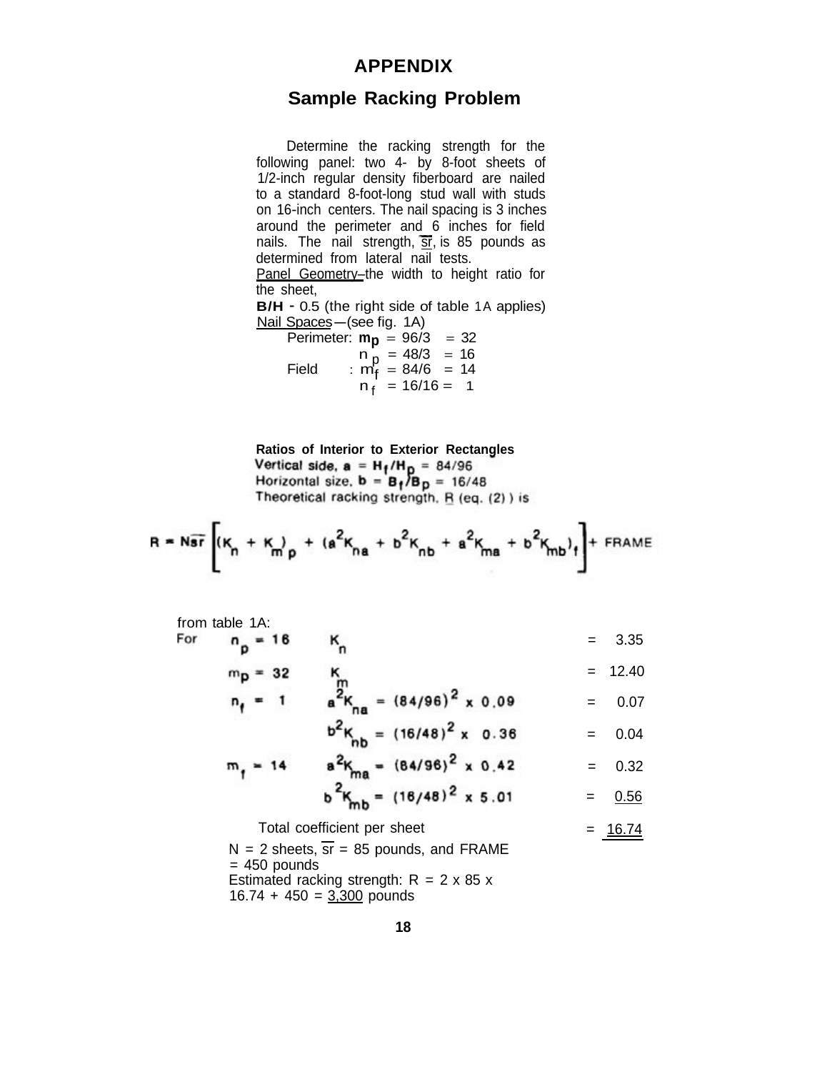# APPENDIX

## Sample Racking Problem

Determine the racking strength for the following panel: two 4- by 8-foot sheets of 1/2-inch regular density fiberboard are nailed to a standard 8-foot-long stud wall with studs on 16-inch centers. The nail spacing is 3 inches around the perimeter and 6 inches for field nails. The nail strength, $\overline{sr}$, is 85 pounds as determined from lateral nail tests.

Panel Geometry–the width to height ratio for the sheet,

**B/H** - 0.5 (the right side of table 1A applies)

Nail Spaces—(see fig. 1A)

Perimeter: $m_p = 96/3 = 32$

$n_p = 48/3 = 16$

Field : $m_f = 84/6 = 14$

$n_f = 16/16 = 1$

**Ratios of Interior to Exterior Rectangles**

Vertical side, $a = H_f/H_p = 84/96$

Horizontal size, $b = B_f/B_p = 16/48$

Theoretical racking strength, $\underline{R}$ (eq. (2) ) is

$$R = N\overline{sr}\left[(K_n + K_m)_p + (a^2K_{na} + b^2K_{nb} + a^2K_{ma} + b^2K_{mb})_f\right] + \text{FRAME}$$

from table 1A:

| For | | | | |
|---|---|---|---|---|
| $n_p = 16$ | $K_n$ | | = | 3.35 |
| $m_p = 32$ | $K_m$ | | = | 12.40 |
| $n_f = 1$ | $a^2K_{na}$ | $= (84/96)^2 \times 0.09$ | = | 0.07 |
| | $b^2K_{nb}$ | $= (16/48)^2 \times 0.36$ | = | 0.04 |
| $m_f = 14$ | $a^2K_{ma}$ | $= (84/96)^2 \times 0.42$ | = | 0.32 |
| | $b^2K_{mb}$ | $= (16/48)^2 \times 5.01$ | = | 0.56 |
| Total coefficient per sheet | | | = | 16.74 |

N = 2 sheets, $\overline{sr}$ = 85 pounds, and FRAME = 450 pounds

Estimated racking strength: R = 2 x 85 x 16.74 + 450 = 3,300 pounds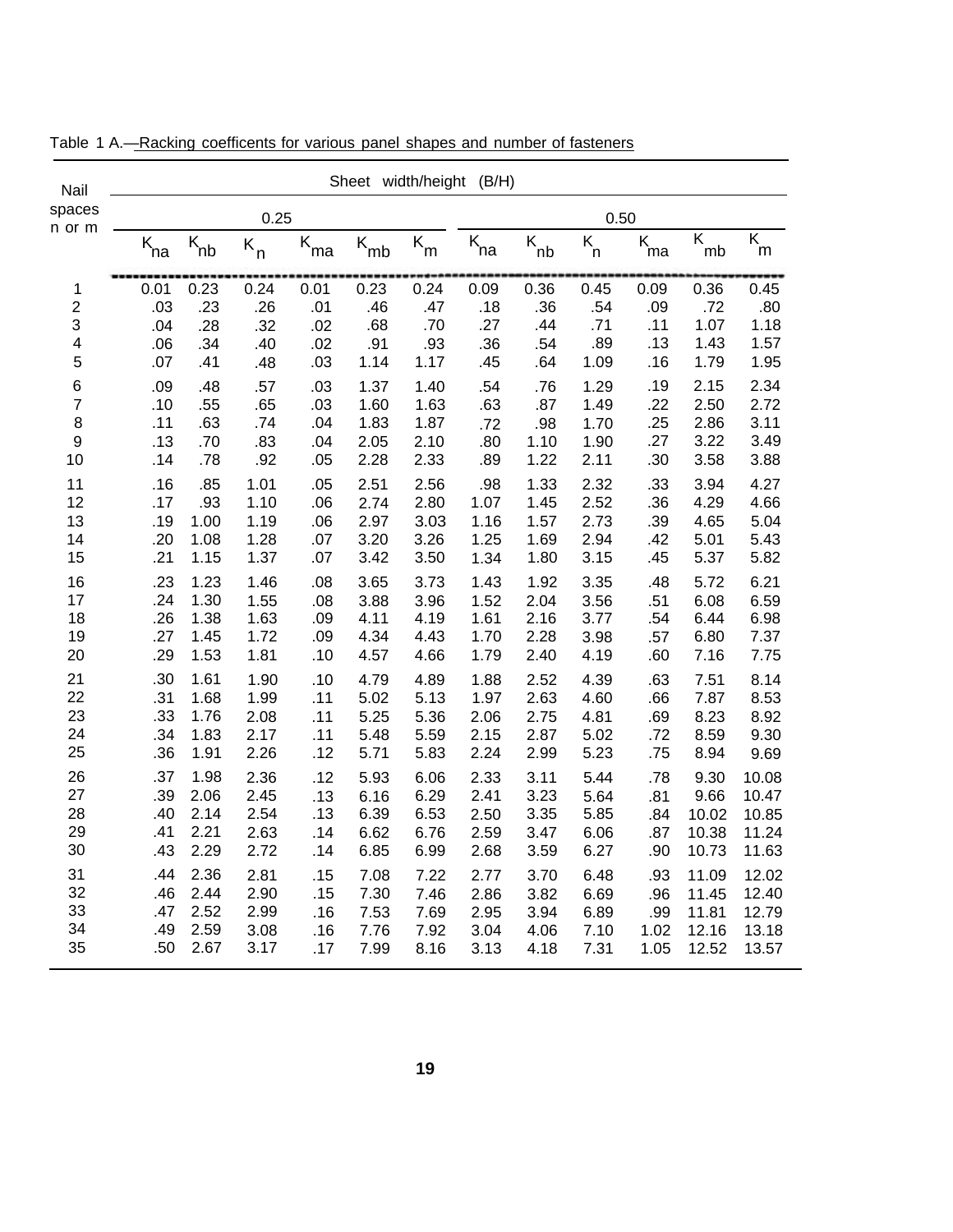Table 1 A.—Racking coefficents for various panel shapes and number of fasteners

| Nail spaces n or m | Sheet width/height (B/H) | | | | | | | | | | | |
|---|---|---|---|---|---|---|---|---|---|---|---|---|
| | 0.25 | | | | | | 0.50 | | | | | |
| | $K_{na}$ | $K_{nb}$ | $K_n$ | $K_{ma}$ | $K_{mb}$ | $K_m$ | $K_{na}$ | $K_{nb}$ | $K_n$ | $K_{ma}$ | $K_{mb}$ | $K_m$ |
| 1 | 0.01 | 0.23 | 0.24 | 0.01 | 0.23 | 0.24 | 0.09 | 0.36 | 0.45 | 0.09 | 0.36 | 0.45 |
| 2 | .03 | .23 | .26 | .01 | .46 | .47 | .18 | .36 | .54 | .09 | .72 | .80 |
| 3 | .04 | .28 | .32 | .02 | .68 | .70 | .27 | .44 | .71 | .11 | 1.07 | 1.18 |
| 4 | .06 | .34 | .40 | .02 | .91 | .93 | .36 | .54 | .89 | .13 | 1.43 | 1.57 |
| 5 | .07 | .41 | .48 | .03 | 1.14 | 1.17 | .45 | .64 | 1.09 | .16 | 1.79 | 1.95 |
| 6 | .09 | .48 | .57 | .03 | 1.37 | 1.40 | .54 | .76 | 1.29 | .19 | 2.15 | 2.34 |
| 7 | .10 | .55 | .65 | .03 | 1.60 | 1.63 | .63 | .87 | 1.49 | .22 | 2.50 | 2.72 |
| 8 | .11 | .63 | .74 | .04 | 1.83 | 1.87 | .72 | .98 | 1.70 | .25 | 2.86 | 3.11 |
| 9 | .13 | .70 | .83 | .04 | 2.05 | 2.10 | .80 | 1.10 | 1.90 | .27 | 3.22 | 3.49 |
| 10 | .14 | .78 | .92 | .05 | 2.28 | 2.33 | .89 | 1.22 | 2.11 | .30 | 3.58 | 3.88 |
| 11 | .16 | .85 | 1.01 | .05 | 2.51 | 2.56 | .98 | 1.33 | 2.32 | .33 | 3.94 | 4.27 |
| 12 | .17 | .93 | 1.10 | .06 | 2.74 | 2.80 | 1.07 | 1.45 | 2.52 | .36 | 4.29 | 4.66 |
| 13 | .19 | 1.00 | 1.19 | .06 | 2.97 | 3.03 | 1.16 | 1.57 | 2.73 | .39 | 4.65 | 5.04 |
| 14 | .20 | 1.08 | 1.28 | .07 | 3.20 | 3.26 | 1.25 | 1.69 | 2.94 | .42 | 5.01 | 5.43 |
| 15 | .21 | 1.15 | 1.37 | .07 | 3.42 | 3.50 | 1.34 | 1.80 | 3.15 | .45 | 5.37 | 5.82 |
| 16 | .23 | 1.23 | 1.46 | .08 | 3.65 | 3.73 | 1.43 | 1.92 | 3.35 | .48 | 5.72 | 6.21 |
| 17 | .24 | 1.30 | 1.55 | .08 | 3.88 | 3.96 | 1.52 | 2.04 | 3.56 | .51 | 6.08 | 6.59 |
| 18 | .26 | 1.38 | 1.63 | .09 | 4.11 | 4.19 | 1.61 | 2.16 | 3.77 | .54 | 6.44 | 6.98 |
| 19 | .27 | 1.45 | 1.72 | .09 | 4.34 | 4.43 | 1.70 | 2.28 | 3.98 | .57 | 6.80 | 7.37 |
| 20 | .29 | 1.53 | 1.81 | .10 | 4.57 | 4.66 | 1.79 | 2.40 | 4.19 | .60 | 7.16 | 7.75 |
| 21 | .30 | 1.61 | 1.90 | .10 | 4.79 | 4.89 | 1.88 | 2.52 | 4.39 | .63 | 7.51 | 8.14 |
| 22 | .31 | 1.68 | 1.99 | .11 | 5.02 | 5.13 | 1.97 | 2.63 | 4.60 | .66 | 7.87 | 8.53 |
| 23 | .33 | 1.76 | 2.08 | .11 | 5.25 | 5.36 | 2.06 | 2.75 | 4.81 | .69 | 8.23 | 8.92 |
| 24 | .34 | 1.83 | 2.17 | .11 | 5.48 | 5.59 | 2.15 | 2.87 | 5.02 | .72 | 8.59 | 9.30 |
| 25 | .36 | 1.91 | 2.26 | .12 | 5.71 | 5.83 | 2.24 | 2.99 | 5.23 | .75 | 8.94 | 9.69 |
| 26 | .37 | 1.98 | 2.36 | .12 | 5.93 | 6.06 | 2.33 | 3.11 | 5.44 | .78 | 9.30 | 10.08 |
| 27 | .39 | 2.06 | 2.45 | .13 | 6.16 | 6.29 | 2.41 | 3.23 | 5.64 | .81 | 9.66 | 10.47 |
| 28 | .40 | 2.14 | 2.54 | .13 | 6.39 | 6.53 | 2.50 | 3.35 | 5.85 | .84 | 10.02 | 10.85 |
| 29 | .41 | 2.21 | 2.63 | .14 | 6.62 | 6.76 | 2.59 | 3.47 | 6.06 | .87 | 10.38 | 11.24 |
| 30 | .43 | 2.29 | 2.72 | .14 | 6.85 | 6.99 | 2.68 | 3.59 | 6.27 | .90 | 10.73 | 11.63 |
| 31 | .44 | 2.36 | 2.81 | .15 | 7.08 | 7.22 | 2.77 | 3.70 | 6.48 | .93 | 11.09 | 12.02 |
| 32 | .46 | 2.44 | 2.90 | .15 | 7.30 | 7.46 | 2.86 | 3.82 | 6.69 | .96 | 11.45 | 12.40 |
| 33 | .47 | 2.52 | 2.99 | .16 | 7.53 | 7.69 | 2.95 | 3.94 | 6.89 | .99 | 11.81 | 12.79 |
| 34 | .49 | 2.59 | 3.08 | .16 | 7.76 | 7.92 | 3.04 | 4.06 | 7.10 | 1.02 | 12.16 | 13.18 |
| 35 | .50 | 2.67 | 3.17 | .17 | 7.99 | 8.16 | 3.13 | 4.18 | 7.31 | 1.05 | 12.52 | 13.57 |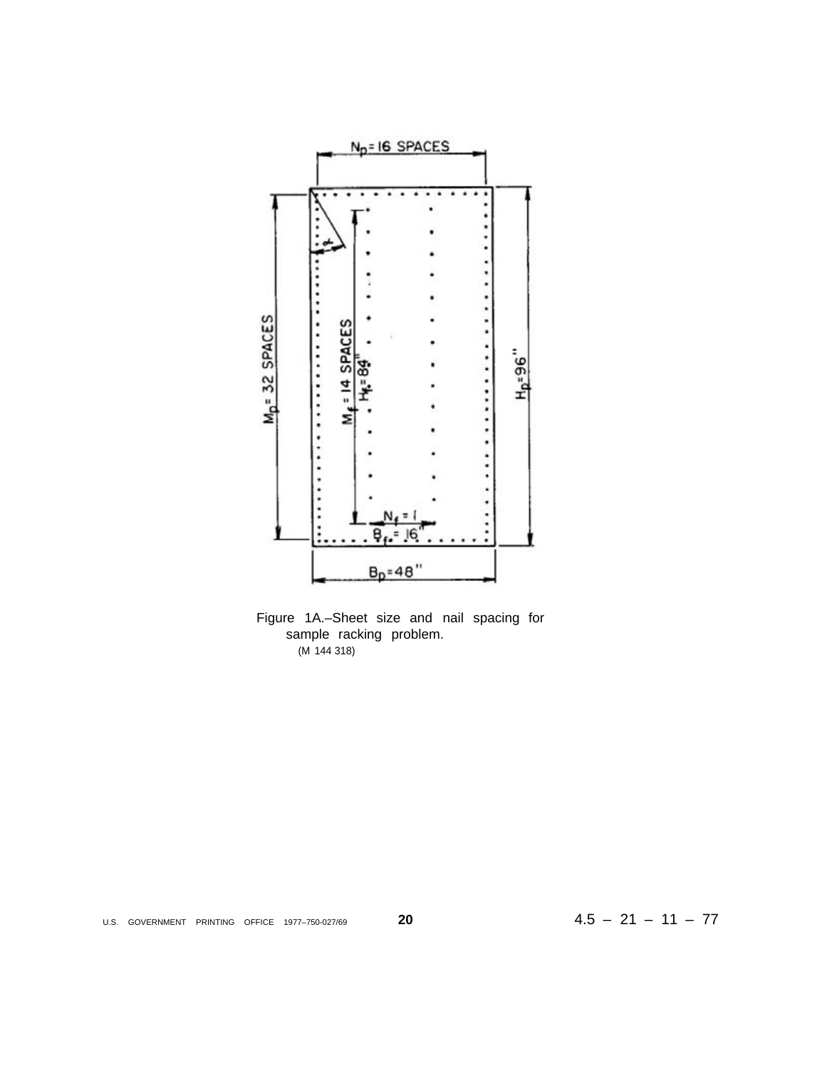$N_p$ = 16 SPACES

$M_p$ = 32 SPACES

$M_f$ = 14 SPACES

$H_f$ = 84"

$H_p$ = 96"

$N_f$ = 1

$B_f$ = 16"

$B_p$ = 48"

Figure 1A.–Sheet size and nail spacing for sample racking problem.
(M 144 318)

U.S. GOVERNMENT PRINTING OFFICE 1977–750-027/69

4.5 – 21 – 11 – 77